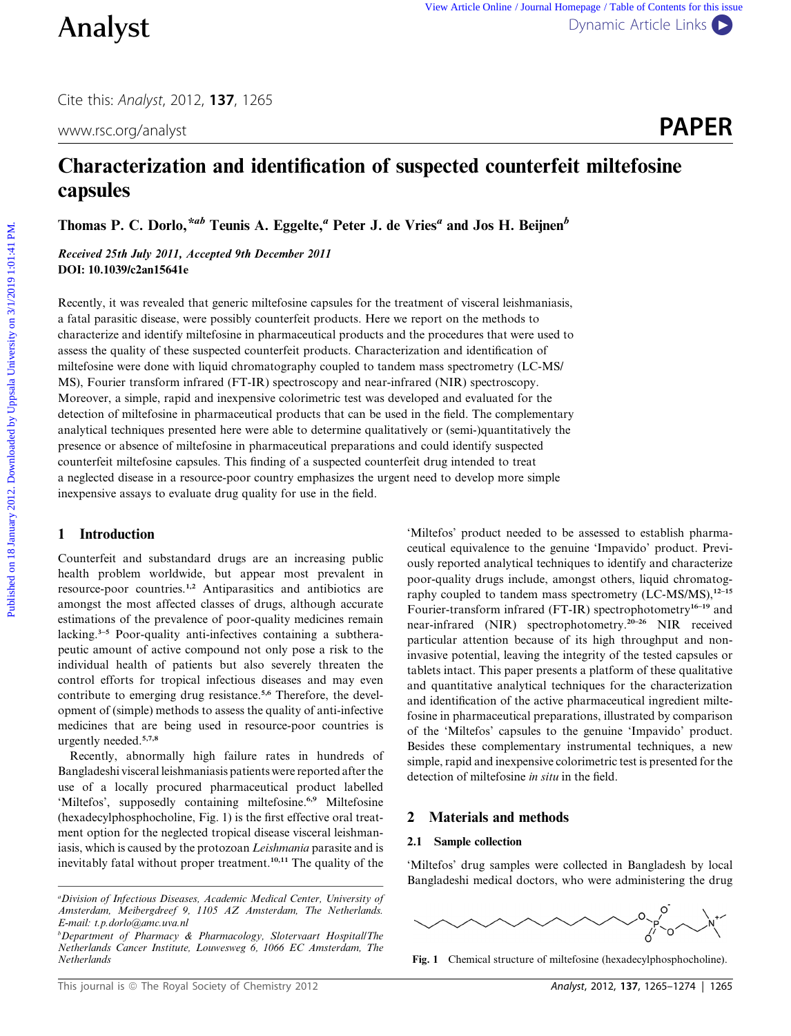Analyst

Cite this: *Analyst*, 2012, **137**, 1265

www.rsc.org/analyst

PAPER

# Characterization and identification of suspected counterfeit miltefosine capsules

**Thomas P. C. Dorlo,**[*ab] **Teunis A. Eggelte,**[a] **Peter J. de Vries**[a] **and Jos H. Beijnen**[b]

*Received 25th July 2011, Accepted 9th December 2011*
**DOI: 10.1039/c2an15641e**

Recently, it was revealed that generic miltefosine capsules for the treatment of visceral leishmaniasis, a fatal parasitic disease, were possibly counterfeit products. Here we report on the methods to characterize and identify miltefosine in pharmaceutical products and the procedures that were used to assess the quality of these suspected counterfeit products. Characterization and identification of miltefosine were done with liquid chromatography coupled to tandem mass spectrometry (LC-MS/MS), Fourier transform infrared (FT-IR) spectroscopy and near-infrared (NIR) spectroscopy. Moreover, a simple, rapid and inexpensive colorimetric test was developed and evaluated for the detection of miltefosine in pharmaceutical products that can be used in the field. The complementary analytical techniques presented here were able to determine qualitatively or (semi-)quantitatively the presence or absence of miltefosine in pharmaceutical preparations and could identify suspected counterfeit miltefosine capsules. This finding of a suspected counterfeit drug intended to treat a neglected disease in a resource-poor country emphasizes the urgent need to develop more simple inexpensive assays to evaluate drug quality for use in the field.

## 1 Introduction

Counterfeit and substandard drugs are an increasing public health problem worldwide, but appear most prevalent in resource-poor countries.[1,2] Antiparasitics and antibiotics are amongst the most affected classes of drugs, although accurate estimations of the prevalence of poor-quality medicines remain lacking.[3–5] Poor-quality anti-infectives containing a subtherapeutic amount of active compound not only pose a risk to the individual health of patients but also severely threaten the control efforts for tropical infectious diseases and may even contribute to emerging drug resistance.[5,6] Therefore, the development of (simple) methods to assess the quality of anti-infective medicines that are being used in resource-poor countries is urgently needed.[5,7,8]

Recently, abnormally high failure rates in hundreds of Bangladeshi visceral leishmaniasis patients were reported after the use of a locally procured pharmaceutical product labelled 'Miltefos', supposedly containing miltefosine.[6,9] Miltefosine (hexadecylphosphocholine, Fig. 1) is the first effective oral treatment option for the neglected tropical disease visceral leishmaniasis, which is caused by the protozoan *Leishmania* parasite and is inevitably fatal without proper treatment.[10,11] The quality of the 'Miltefos' product needed to be assessed to establish pharmaceutical equivalence to the genuine 'Impavido' product. Previously reported analytical techniques to identify and characterize poor-quality drugs include, amongst others, liquid chromatography coupled to tandem mass spectrometry (LC-MS/MS),[12–15] Fourier-transform infrared (FT-IR) spectrophotometry[16–19] and near-infrared (NIR) spectrophotometry.[20–26] NIR received particular attention because of its high throughput and non-invasive potential, leaving the integrity of the tested capsules or tablets intact. This paper presents a platform of these qualitative and quantitative analytical techniques for the characterization and identification of the active pharmaceutical ingredient miltefosine in pharmaceutical preparations, illustrated by comparison of the 'Miltefos' capsules to the genuine 'Impavido' product. Besides these complementary instrumental techniques, a new simple, rapid and inexpensive colorimetric test is presented for the detection of miltefosine *in situ* in the field.

## 2 Materials and methods

### 2.1 Sample collection

'Miltefos' drug samples were collected in Bangladesh by local Bangladeshi medical doctors, who were administering the drug

**Fig. 1** Chemical structure of miltefosine (hexadecylphosphocholine).

[a] Division of Infectious Diseases, Academic Medical Center, University of Amsterdam, Meibergdreef 9, 1105 AZ Amsterdam, The Netherlands. E-mail: t.p.dorlo@amc.uva.nl

[b] Department of Pharmacy & Pharmacology, Slotervaart Hospital/The Netherlands Cancer Institute, Louwesweg 6, 1066 EC Amsterdam, The Netherlands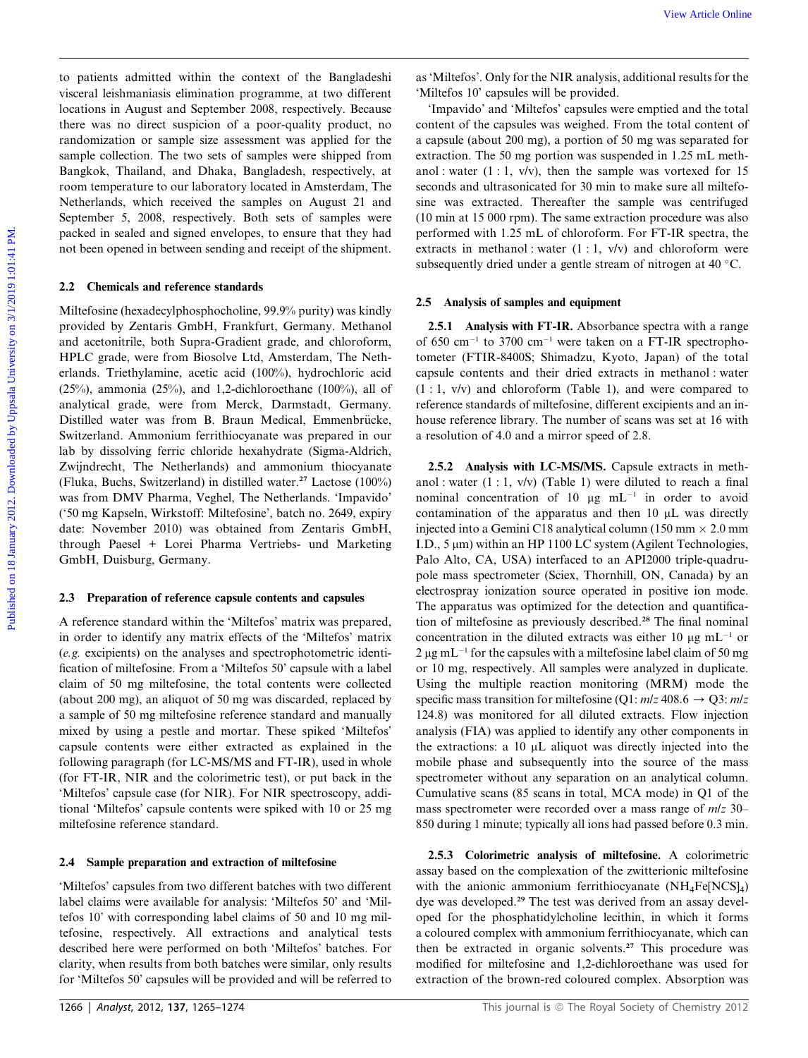to patients admitted within the context of the Bangladeshi visceral leishmaniasis elimination programme, at two different locations in August and September 2008, respectively. Because there was no direct suspicion of a poor-quality product, no randomization or sample size assessment was applied for the sample collection. The two sets of samples were shipped from Bangkok, Thailand, and Dhaka, Bangladesh, respectively, at room temperature to our laboratory located in Amsterdam, The Netherlands, which received the samples on August 21 and September 5, 2008, respectively. Both sets of samples were packed in sealed and signed envelopes, to ensure that they had not been opened in between sending and receipt of the shipment.

## 2.2 Chemicals and reference standards

Miltefosine (hexadecylphosphocholine, 99.9% purity) was kindly provided by Zentaris GmbH, Frankfurt, Germany. Methanol and acetonitrile, both Supra-Gradient grade, and chloroform, HPLC grade, were from Biosolve Ltd, Amsterdam, The Netherlands. Triethylamine, acetic acid (100%), hydrochloric acid (25%), ammonia (25%), and 1,2-dichloroethane (100%), all of analytical grade, were from Merck, Darmstadt, Germany. Distilled water was from B. Braun Medical, Emmenbrücke, Switzerland. Ammonium ferrithiocyanate was prepared in our lab by dissolving ferric chloride hexahydrate (Sigma-Aldrich, Zwijndrecht, The Netherlands) and ammonium thiocyanate (Fluka, Buchs, Switzerland) in distilled water.[27] Lactose (100%) was from DMV Pharma, Veghel, The Netherlands. 'Impavido' ('50 mg Kapseln, Wirkstoff: Miltefosine', batch no. 2649, expiry date: November 2010) was obtained from Zentaris GmbH, through Paesel + Lorei Pharma Vertriebs- und Marketing GmbH, Duisburg, Germany.

## 2.3 Preparation of reference capsule contents and capsules

A reference standard within the 'Miltefos' matrix was prepared, in order to identify any matrix effects of the 'Miltefos' matrix (*e.g.* excipients) on the analyses and spectrophotometric identification of miltefosine. From a 'Miltefos 50' capsule with a label claim of 50 mg miltefosine, the total contents were collected (about 200 mg), an aliquot of 50 mg was discarded, replaced by a sample of 50 mg miltefosine reference standard and manually mixed by using a pestle and mortar. These spiked 'Miltefos' capsule contents were either extracted as explained in the following paragraph (for LC-MS/MS and FT-IR), used in whole (for FT-IR, NIR and the colorimetric test), or put back in the 'Miltefos' capsule case (for NIR). For NIR spectroscopy, additional 'Miltefos' capsule contents were spiked with 10 or 25 mg miltefosine reference standard.

## 2.4 Sample preparation and extraction of miltefosine

'Miltefos' capsules from two different batches with two different label claims were available for analysis: 'Miltefos 50' and 'Miltefos 10' with corresponding label claims of 50 and 10 mg miltefosine, respectively. All extractions and analytical tests described here were performed on both 'Miltefos' batches. For clarity, when results from both batches were similar, only results for 'Miltefos 50' capsules will be provided and will be referred to as 'Miltefos'. Only for the NIR analysis, additional results for the 'Miltefos 10' capsules will be provided.

'Impavido' and 'Miltefos' capsules were emptied and the total content of the capsules was weighed. From the total content of a capsule (about 200 mg), a portion of 50 mg was separated for extraction. The 50 mg portion was suspended in 1.25 mL methanol : water (1 : 1, v/v), then the sample was vortexed for 15 seconds and ultrasonicated for 30 min to make sure all miltefosine was extracted. Thereafter the sample was centrifuged (10 min at 15 000 rpm). The same extraction procedure was also performed with 1.25 mL of chloroform. For FT-IR spectra, the extracts in methanol : water (1 : 1, v/v) and chloroform were subsequently dried under a gentle stream of nitrogen at 40 °C.

## 2.5 Analysis of samples and equipment

**2.5.1 Analysis with FT-IR.** Absorbance spectra with a range of 650 $cm^{-1}$ to 3700 $cm^{-1}$ were taken on a FT-IR spectrophotometer (FTIR-8400S; Shimadzu, Kyoto, Japan) of the total capsule contents and their dried extracts in methanol : water (1 : 1, v/v) and chloroform (Table 1), and were compared to reference standards of miltefosine, different excipients and an in-house reference library. The number of scans was set at 16 with a resolution of 4.0 and a mirror speed of 2.8.

**2.5.2 Analysis with LC-MS/MS.** Capsule extracts in methanol : water (1 : 1, v/v) (Table 1) were diluted to reach a final nominal concentration of 10 μg $mL^{-1}$ in order to avoid contamination of the apparatus and then 10 μL was directly injected into a Gemini C18 analytical column (150 mm × 2.0 mm I.D., 5 μm) within an HP 1100 LC system (Agilent Technologies, Palo Alto, CA, USA) interfaced to an API2000 triple-quadrupole mass spectrometer (Sciex, Thornhill, ON, Canada) by an electrospray ionization source operated in positive ion mode. The apparatus was optimized for the detection and quantification of miltefosine as previously described.[28] The final nominal concentration in the diluted extracts was either 10 μg $mL^{-1}$ or 2 μg $mL^{-1}$ for the capsules with a miltefosine label claim of 50 mg or 10 mg, respectively. All samples were analyzed in duplicate. Using the multiple reaction monitoring (MRM) mode the specific mass transition for miltefosine (Q1: $m/z$ 408.6 → Q3: $m/z$ 124.8) was monitored for all diluted extracts. Flow injection analysis (FIA) was applied to identify any other components in the extractions: a 10 μL aliquot was directly injected into the mobile phase and subsequently into the source of the mass spectrometer without any separation on an analytical column. Cumulative scans (85 scans in total, MCA mode) in Q1 of the mass spectrometer were recorded over a mass range of $m/z$ 30–850 during 1 minute; typically all ions had passed before 0.3 min.

**2.5.3 Colorimetric analysis of miltefosine.** A colorimetric assay based on the complexation of the zwitterionic miltefosine with the anionic ammonium ferrithiocyanate ($NH_4Fe[NCS]_4$) dye was developed.[29] The test was derived from an assay developed for the phosphatidylcholine lecithin, in which it forms a coloured complex with ammonium ferrithiocyanate, which can then be extracted in organic solvents.[27] This procedure was modified for miltefosine and 1,2-dichloroethane was used for extraction of the brown-red coloured complex. Absorption was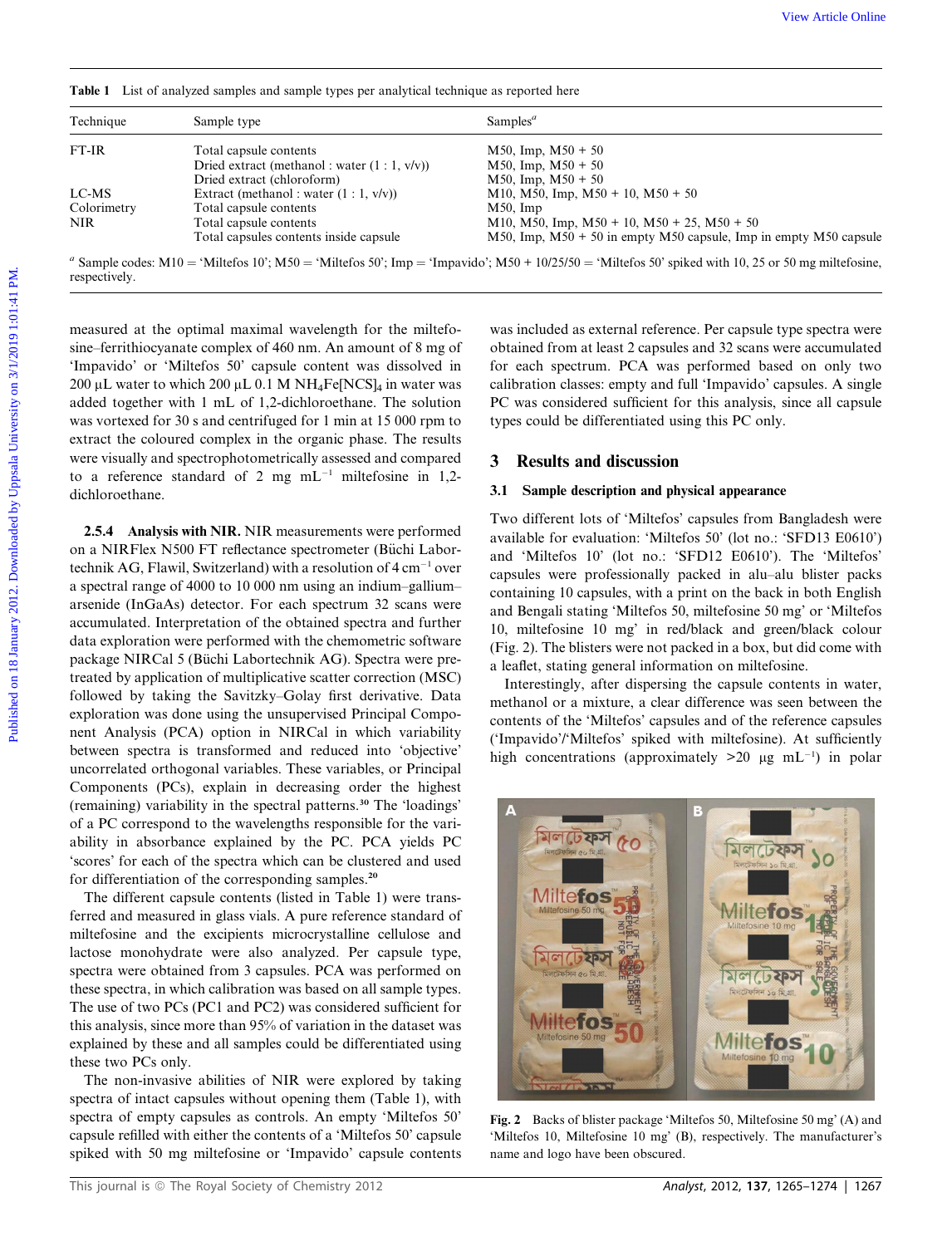Table 1 List of analyzed samples and sample types per analytical technique as reported here

| Technique | Sample type | Samples[a] |
|---|---|---|
| FT-IR | Total capsule contents | M50, Imp, M50 + 50 |
| | Dried extract (methanol : water (1 : 1, v/v)) | M50, Imp, M50 + 50 |
| | Dried extract (chloroform) | M50, Imp, M50 + 50 |
| LC-MS | Extract (methanol : water (1 : 1, v/v)) | M10, M50, Imp, M50 + 10, M50 + 50 |
| Colorimetry | Total capsule contents | M50, Imp |
| NIR | Total capsule contents | M10, M50, Imp, M50 + 10, M50 + 25, M50 + 50 |
| | Total capsules contents inside capsule | M50, Imp, M50 + 50 in empty M50 capsule, Imp in empty M50 capsule |

[a] Sample codes: M10 = 'Miltefos 10'; M50 = 'Miltefos 50'; Imp = 'Impavido'; M50 + 10/25/50 = 'Miltefos 50' spiked with 10, 25 or 50 mg miltefosine, respectively.

measured at the optimal maximal wavelength for the miltefosine–ferrithiocyanate complex of 460 nm. An amount of 8 mg of 'Impavido' or 'Miltefos 50' capsule content was dissolved in 200 μL water to which 200 μL 0.1 M $NH_4Fe[NCS]_4$ in water was added together with 1 mL of 1,2-dichloroethane. The solution was vortexed for 30 s and centrifuged for 1 min at 15 000 rpm to extract the coloured complex in the organic phase. The results were visually and spectrophotometrically assessed and compared to a reference standard of 2 mg $mL^{-1}$ miltefosine in 1,2-dichloroethane.

**2.5.4 Analysis with NIR.** NIR measurements were performed on a NIRFlex N500 FT reflectance spectrometer (Büchi Labortechnik AG, Flawil, Switzerland) with a resolution of 4 $cm^{-1}$ over a spectral range of 4000 to 10 000 nm using an indium–gallium–arsenide (InGaAs) detector. For each spectrum 32 scans were accumulated. Interpretation of the obtained spectra and further data exploration were performed with the chemometric software package NIRCal 5 (Büchi Labortechnik AG). Spectra were pre-treated by application of multiplicative scatter correction (MSC) followed by taking the Savitzky–Golay first derivative. Data exploration was done using the unsupervised Principal Component Analysis (PCA) option in NIRCal in which variability between spectra is transformed and reduced into 'objective' uncorrelated orthogonal variables. These variables, or Principal Components (PCs), explain in decreasing order the highest (remaining) variability in the spectral patterns.[30] The 'loadings' of a PC correspond to the wavelengths responsible for the variability in absorbance explained by the PC. PCA yields PC 'scores' for each of the spectra which can be clustered and used for differentiation of the corresponding samples.[20]

The different capsule contents (listed in Table 1) were transferred and measured in glass vials. A pure reference standard of miltefosine and the excipients microcrystalline cellulose and lactose monohydrate were also analyzed. Per capsule type, spectra were obtained from 3 capsules. PCA was performed on these spectra, in which calibration was based on all sample types. The use of two PCs (PC1 and PC2) was considered sufficient for this analysis, since more than 95% of variation in the dataset was explained by these and all samples could be differentiated using these two PCs only.

The non-invasive abilities of NIR were explored by taking spectra of intact capsules without opening them (Table 1), with spectra of empty capsules as controls. An empty 'Miltefos 50' capsule refilled with either the contents of a 'Miltefos 50' capsule spiked with 50 mg miltefosine or 'Impavido' capsule contents was included as external reference. Per capsule type spectra were obtained from at least 2 capsules and 32 scans were accumulated for each spectrum. PCA was performed based on only two calibration classes: empty and full 'Impavido' capsules. A single PC was considered sufficient for this analysis, since all capsule types could be differentiated using this PC only.

## 3 Results and discussion

### 3.1 Sample description and physical appearance

Two different lots of 'Miltefos' capsules from Bangladesh were available for evaluation: 'Miltefos 50' (lot no.: 'SFD13 E0610') and 'Miltefos 10' (lot no.: 'SFD12 E0610'). The 'Miltefos' capsules were professionally packed in alu–alu blister packs containing 10 capsules, with a print on the back in both English and Bengali stating 'Miltefos 50, miltefosine 50 mg' or 'Miltefos 10, miltefosine 10 mg' in red/black and green/black colour (Fig. 2). The blisters were not packed in a box, but did come with a leaflet, stating general information on miltefosine.

Interestingly, after dispersing the capsule contents in water, methanol or a mixture, a clear difference was seen between the contents of the 'Miltefos' capsules and of the reference capsules ('Impavido'/'Miltefos' spiked with miltefosine). At sufficiently high concentrations (approximately >20 μg $mL^{-1}$) in polar

Fig. 2 Backs of blister package 'Miltefos 50, Miltefosine 50 mg' (A) and 'Miltefos 10, Miltefosine 10 mg' (B), respectively. The manufacturer's name and logo have been obscured.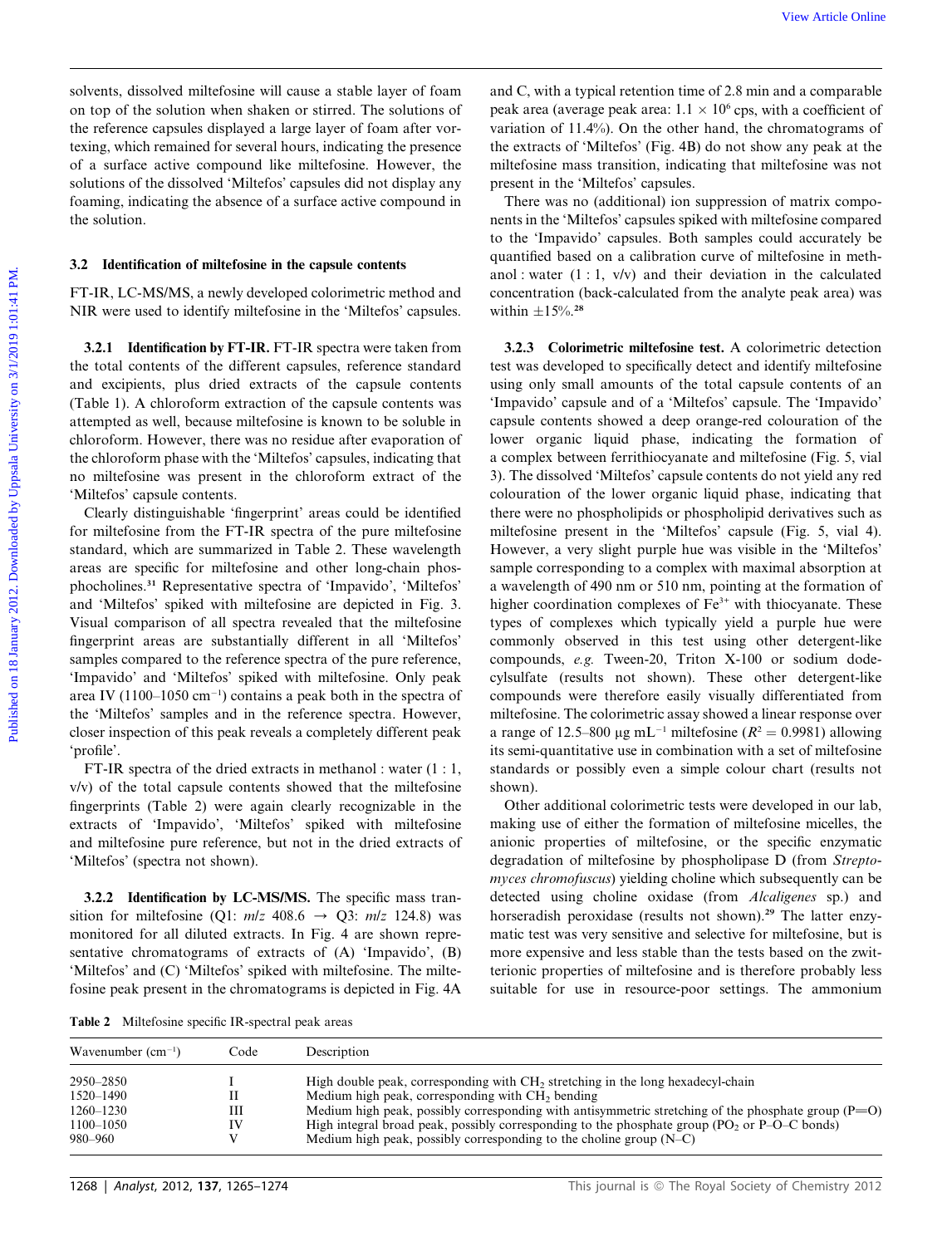solvents, dissolved miltefosine will cause a stable layer of foam on top of the solution when shaken or stirred. The solutions of the reference capsules displayed a large layer of foam after vortexing, which remained for several hours, indicating the presence of a surface active compound like miltefosine. However, the solutions of the dissolved 'Miltefos' capsules did not display any foaming, indicating the absence of a surface active compound in the solution.

### 3.2 Identification of miltefosine in the capsule contents

FT-IR, LC-MS/MS, a newly developed colorimetric method and NIR were used to identify miltefosine in the 'Miltefos' capsules.

**3.2.1 Identification by FT-IR.** FT-IR spectra were taken from the total contents of the different capsules, reference standard and excipients, plus dried extracts of the capsule contents (Table 1). A chloroform extraction of the capsule contents was attempted as well, because miltefosine is known to be soluble in chloroform. However, there was no residue after evaporation of the chloroform phase with the 'Miltefos' capsules, indicating that no miltefosine was present in the chloroform extract of the 'Miltefos' capsule contents.

Clearly distinguishable 'fingerprint' areas could be identified for miltefosine from the FT-IR spectra of the pure miltefosine standard, which are summarized in Table 2. These wavelength areas are specific for miltefosine and other long-chain phosphocholines.[31] Representative spectra of 'Impavido', 'Miltefos' and 'Miltefos' spiked with miltefosine are depicted in Fig. 3. Visual comparison of all spectra revealed that the miltefosine fingerprint areas are substantially different in all 'Miltefos' samples compared to the reference spectra of the pure reference, 'Impavido' and 'Miltefos' spiked with miltefosine. Only peak area IV (1100–1050 cm$^{-1}$) contains a peak both in the spectra of the 'Miltefos' samples and in the reference spectra. However, closer inspection of this peak reveals a completely different peak 'profile'.

FT-IR spectra of the dried extracts in methanol : water (1 : 1, v/v) of the total capsule contents showed that the miltefosine fingerprints (Table 2) were again clearly recognizable in the extracts of 'Impavido', 'Miltefos' spiked with miltefosine and miltefosine pure reference, but not in the dried extracts of 'Miltefos' (spectra not shown).

**3.2.2 Identification by LC-MS/MS.** The specific mass transition for miltefosine (Q1: $m/z$ 408.6 → Q3: $m/z$ 124.8) was monitored for all diluted extracts. In Fig. 4 are shown representative chromatograms of extracts of (A) 'Impavido', (B) 'Miltefos' and (C) 'Miltefos' spiked with miltefosine. The miltefosine peak present in the chromatograms is depicted in Fig. 4A and C, with a typical retention time of 2.8 min and a comparable peak area (average peak area: $1.1 \times 10^6$ cps, with a coefficient of variation of 11.4%). On the other hand, the chromatograms of the extracts of 'Miltefos' (Fig. 4B) do not show any peak at the miltefosine mass transition, indicating that miltefosine was not present in the 'Miltefos' capsules.

There was no (additional) ion suppression of matrix components in the 'Miltefos' capsules spiked with miltefosine compared to the 'Impavido' capsules. Both samples could accurately be quantified based on a calibration curve of miltefosine in methanol : water (1 : 1, v/v) and their deviation in the calculated concentration (back-calculated from the analyte peak area) was within ±15%.[28]

**3.2.3 Colorimetric miltefosine test.** A colorimetric detection test was developed to specifically detect and identify miltefosine using only small amounts of the total capsule contents of an 'Impavido' capsule and of a 'Miltefos' capsule. The 'Impavido' capsule contents showed a deep orange-red colouration of the lower organic liquid phase, indicating the formation of a complex between ferrithiocyanate and miltefosine (Fig. 5, vial 3). The dissolved 'Miltefos' capsule contents do not yield any red colouration of the lower organic liquid phase, indicating that there were no phospholipids or phospholipid derivatives such as miltefosine present in the 'Miltefos' capsule (Fig. 5, vial 4). However, a very slight purple hue was visible in the 'Miltefos' sample corresponding to a complex with maximal absorption at a wavelength of 490 nm or 510 nm, pointing at the formation of higher coordination complexes of $Fe^{3+}$ with thiocyanate. These types of complexes which typically yield a purple hue were commonly observed in this test using other detergent-like compounds, *e.g.* Tween-20, Triton X-100 or sodium dodecylsulfate (results not shown). These other detergent-like compounds were therefore easily visually differentiated from miltefosine. The colorimetric assay showed a linear response over a range of 12.5–800 μg mL$^{-1}$ miltefosine ($R^2 = 0.9981$) allowing its semi-quantitative use in combination with a set of miltefosine standards or possibly even a simple colour chart (results not shown).

Other additional colorimetric tests were developed in our lab, making use of either the formation of miltefosine micelles, the anionic properties of miltefosine, or the specific enzymatic degradation of miltefosine by phospholipase D (from *Streptomyces chromofuscus*) yielding choline which subsequently can be detected using choline oxidase (from *Alcaligenes* sp.) and horseradish peroxidase (results not shown).[29] The latter enzymatic test was very sensitive and selective for miltefosine, but is more expensive and less stable than the tests based on the zwitterionic properties of miltefosine and is therefore probably less suitable for use in resource-poor settings. The ammonium

**Table 2** Miltefosine specific IR-spectral peak areas

| Wavenumber (cm$^{-1}$) | Code | Description |
|---|---|---|
| 2950–2850 | I | High double peak, corresponding with $CH_2$ stretching in the long hexadecyl-chain |
| 1520–1490 | II | Medium high peak, corresponding with $CH_2$ bending |
| 1260–1230 | III | Medium high peak, possibly corresponding with antisymmetric stretching of the phosphate group (P=O) |
| 1100–1050 | IV | High integral broad peak, possibly corresponding to the phosphate group ($PO_2$ or P–O–C bonds) |
| 980–960 | V | Medium high peak, possibly corresponding to the choline group (N–C) |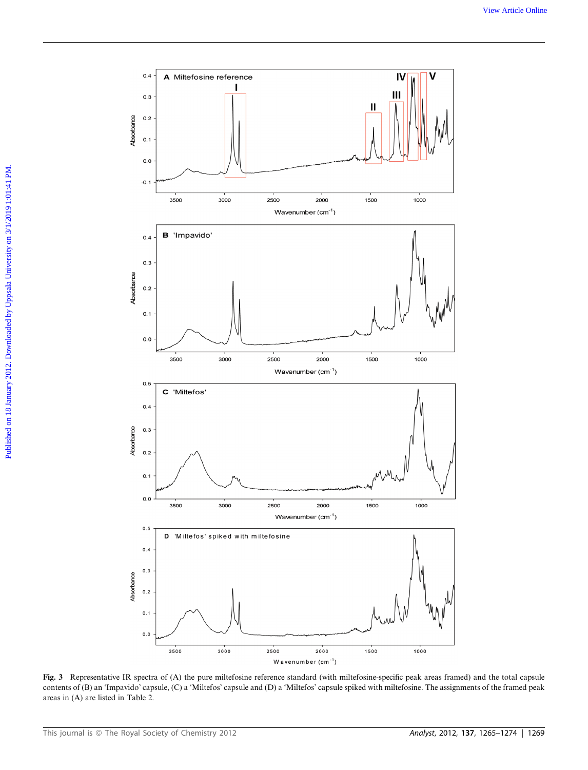**Fig. 3** Representative IR spectra of (A) the pure miltefosine reference standard (with miltefosine-specific peak areas framed) and the total capsule contents of (B) an 'Impavido' capsule, (C) a 'Miltefos' capsule and (D) a 'Miltefos' capsule spiked with miltefosine. The assignments of the framed peak areas in (A) are listed in Table 2.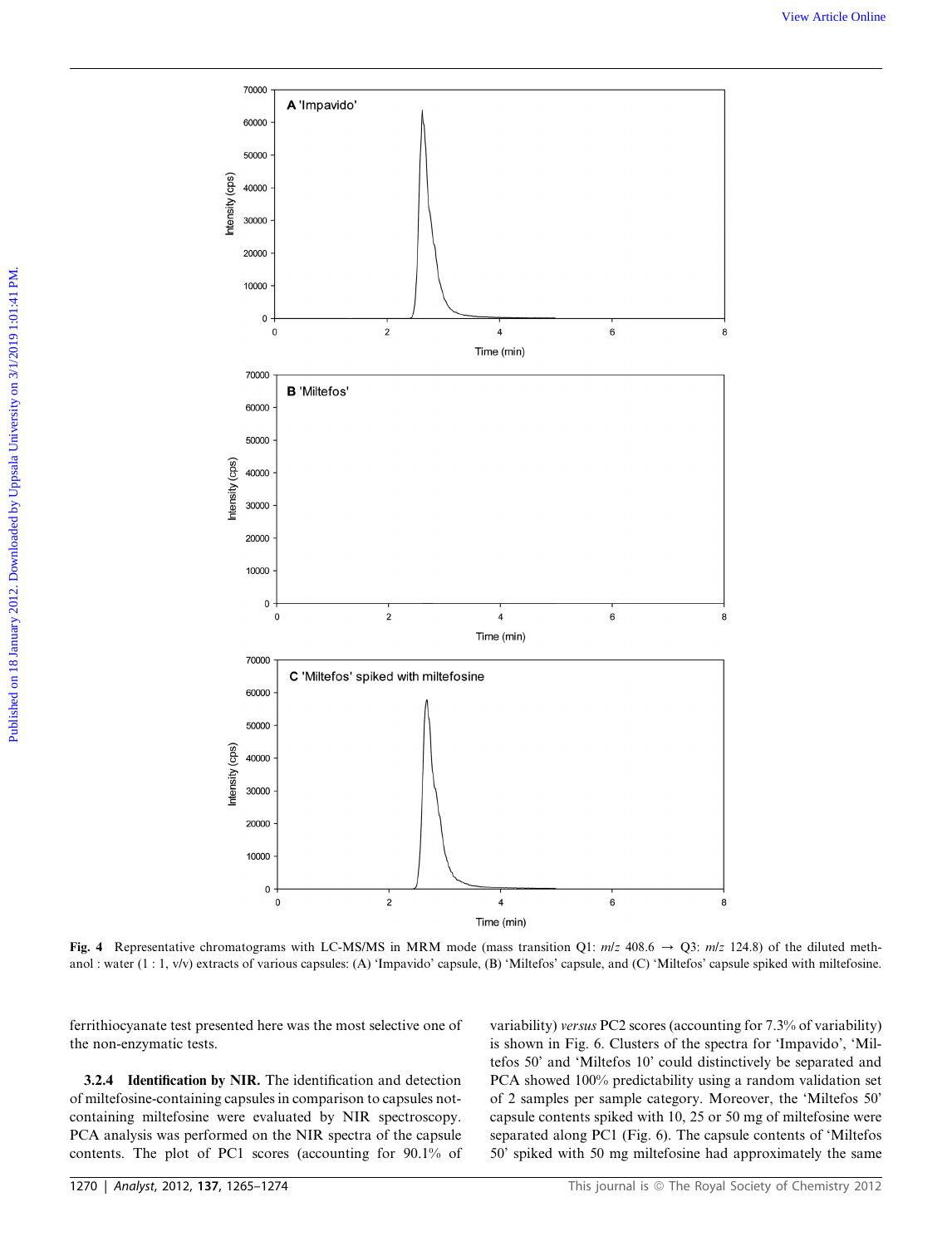Fig. 4 Representative chromatograms with LC-MS/MS in MRM mode (mass transition Q1: $m/z$ 408.6 → Q3: $m/z$ 124.8) of the diluted methanol : water (1 : 1, v/v) extracts of various capsules: (A) 'Impavido' capsule, (B) 'Miltefos' capsule, and (C) 'Miltefos' capsule spiked with miltefosine.

ferrithiocyanate test presented here was the most selective one of the non-enzymatic tests.

**3.2.4 Identification by NIR.** The identification and detection of miltefosine-containing capsules in comparison to capsules not-containing miltefosine were evaluated by NIR spectroscopy. PCA analysis was performed on the NIR spectra of the capsule contents. The plot of PC1 scores (accounting for 90.1% of variability) *versus* PC2 scores (accounting for 7.3% of variability) is shown in Fig. 6. Clusters of the spectra for 'Impavido', 'Miltefos 50' and 'Miltefos 10' could distinctively be separated and PCA showed 100% predictability using a random validation set of 2 samples per sample category. Moreover, the 'Miltefos 50' capsule contents spiked with 10, 25 or 50 mg of miltefosine were separated along PC1 (Fig. 6). The capsule contents of 'Miltefos 50' spiked with 50 mg miltefosine had approximately the same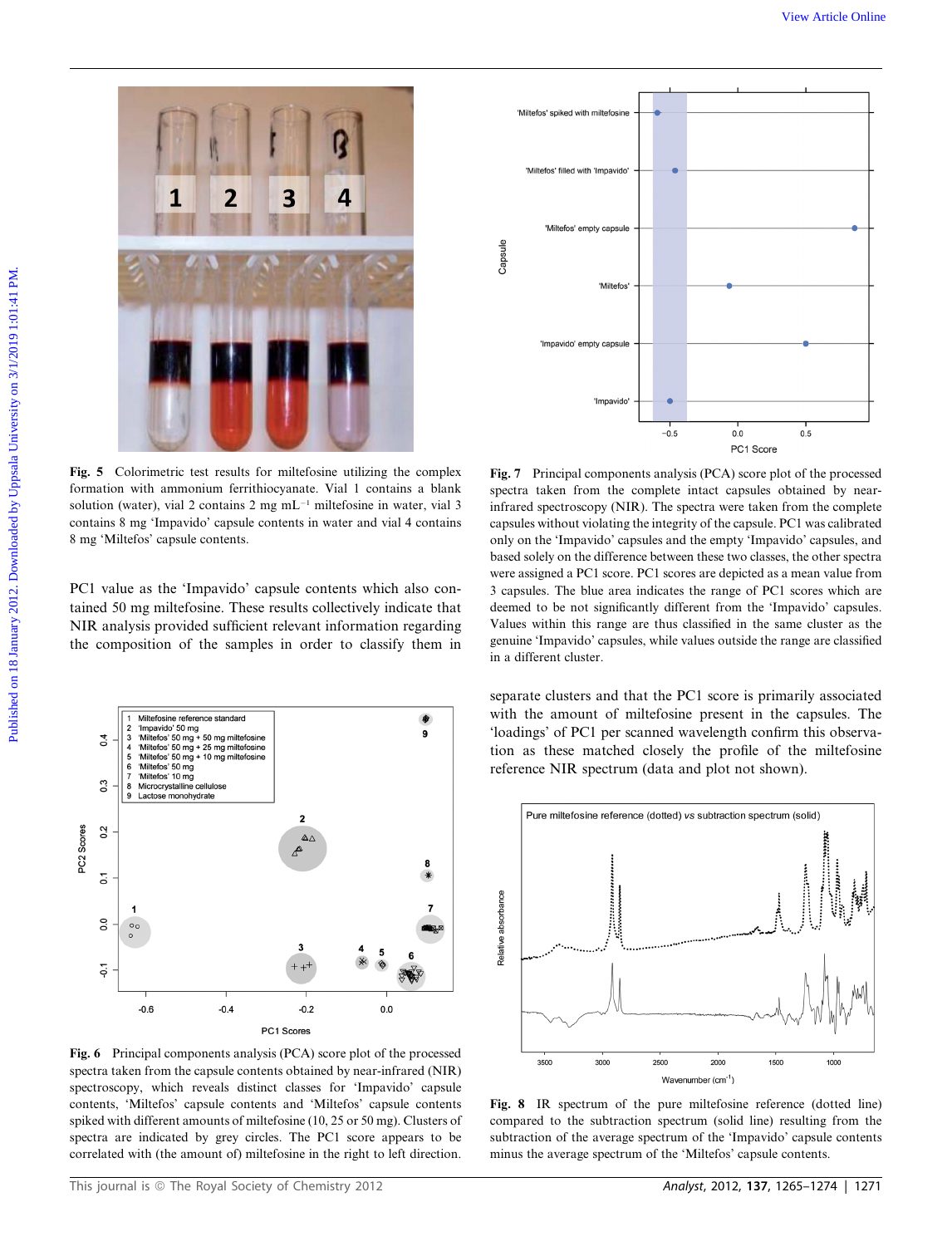Fig. 5 Colorimetric test results for miltefosine utilizing the complex formation with ammonium ferrithiocyanate. Vial 1 contains a blank solution (water), vial 2 contains 2 mg mL$^{-1}$ miltefosine in water, vial 3 contains 8 mg 'Impavido' capsule contents in water and vial 4 contains 8 mg 'Miltefos' capsule contents.

Fig. 7 Principal components analysis (PCA) score plot of the processed spectra taken from the complete intact capsules obtained by near-infrared spectroscopy (NIR). The spectra were taken from the complete capsules without violating the integrity of the capsule. PC1 was calibrated only on the 'Impavido' capsules and the empty 'Impavido' capsules, and based solely on the difference between these two classes, the other spectra were assigned a PC1 score. PC1 scores are depicted as a mean value from 3 capsules. The blue area indicates the range of PC1 scores which are deemed to be not significantly different from the 'Impavido' capsules. Values within this range are thus classified in the same cluster as the genuine 'Impavido' capsules, while values outside the range are classified in a different cluster.

PC1 value as the 'Impavido' capsule contents which also contained 50 mg miltefosine. These results collectively indicate that NIR analysis provided sufficient relevant information regarding the composition of the samples in order to classify them in separate clusters and that the PC1 score is primarily associated with the amount of miltefosine present in the capsules. The 'loadings' of PC1 per scanned wavelength confirm this observation as these matched closely the profile of the miltefosine reference NIR spectrum (data and plot not shown).

Fig. 6 Principal components analysis (PCA) score plot of the processed spectra taken from the capsule contents obtained by near-infrared (NIR) spectroscopy, which reveals distinct classes for 'Impavido' capsule contents, 'Miltefos' capsule contents and 'Miltefos' capsule contents spiked with different amounts of miltefosine (10, 25 or 50 mg). Clusters of spectra are indicated by grey circles. The PC1 score appears to be correlated with (the amount of) miltefosine in the right to left direction.

Fig. 8 IR spectrum of the pure miltefosine reference (dotted line) compared to the subtraction spectrum (solid line) resulting from the subtraction of the average spectrum of the 'Impavido' capsule contents minus the average spectrum of the 'Miltefos' capsule contents.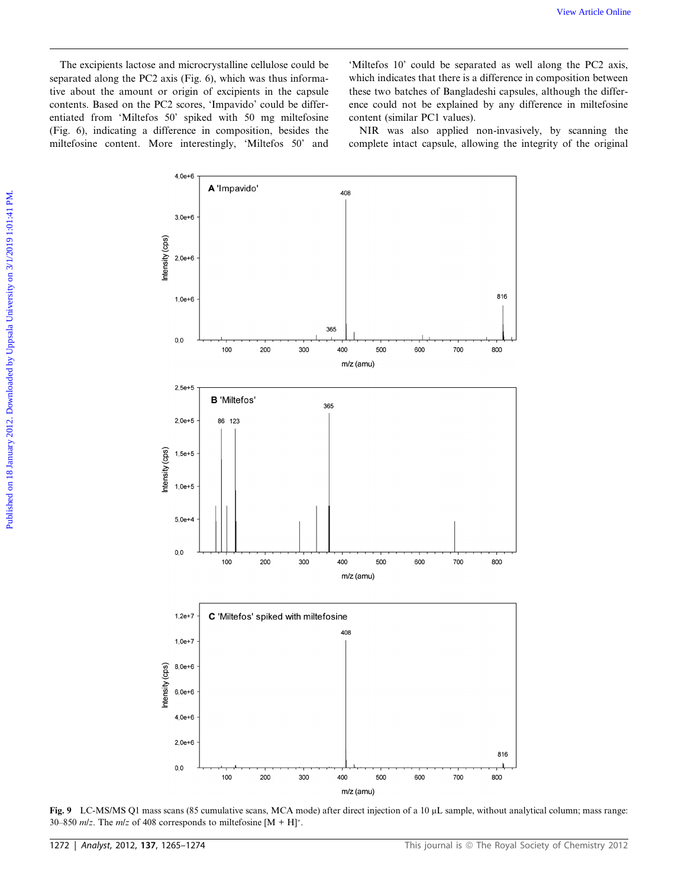The excipients lactose and microcrystalline cellulose could be separated along the PC2 axis (Fig. 6), which was thus informative about the amount or origin of excipients in the capsule contents. Based on the PC2 scores, 'Impavido' could be differentiated from 'Miltefos 50' spiked with 50 mg miltefosine (Fig. 6), indicating a difference in composition, besides the miltefosine content. More interestingly, 'Miltefos 50' and 'Miltefos 10' could be separated as well along the PC2 axis, which indicates that there is a difference in composition between these two batches of Bangladeshi capsules, although the difference could not be explained by any difference in miltefosine content (similar PC1 values).

NIR was also applied non-invasively, by scanning the complete intact capsule, allowing the integrity of the original

**Fig. 9** LC-MS/MS Q1 mass scans (85 cumulative scans, MCA mode) after direct injection of a 10 μL sample, without analytical column; mass range: 30–850 *m/z*. The *m/z* of 408 corresponds to miltefosine $[M + H]^+$.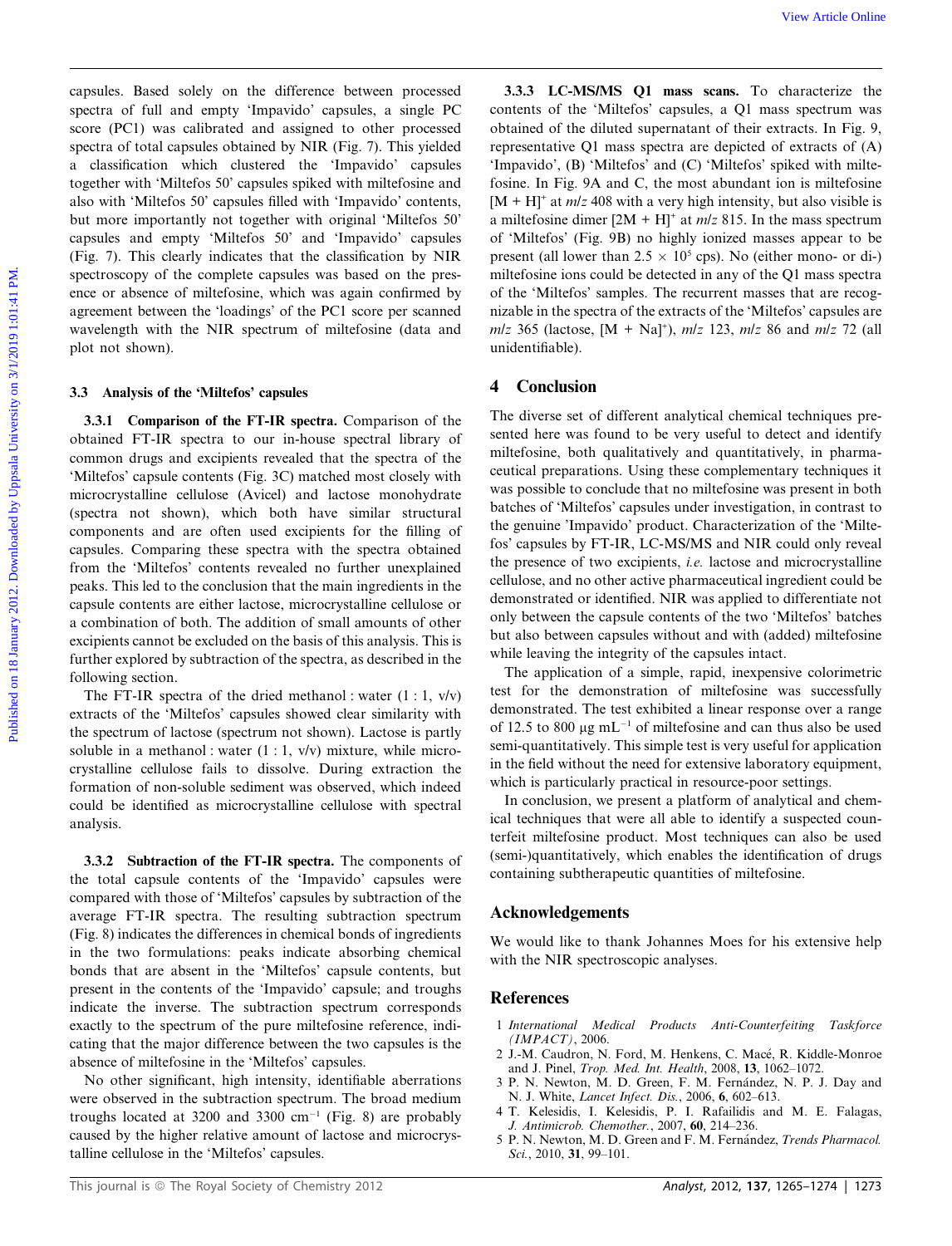capsules. Based solely on the difference between processed spectra of full and empty 'Impavido' capsules, a single PC score (PC1) was calibrated and assigned to other processed spectra of total capsules obtained by NIR (Fig. 7). This yielded a classification which clustered the 'Impavido' capsules together with 'Miltefos 50' capsules spiked with miltefosine and also with 'Miltefos 50' capsules filled with 'Impavido' contents, but more importantly not together with original 'Miltefos 50' capsules and empty 'Miltefos 50' and 'Impavido' capsules (Fig. 7). This clearly indicates that the classification by NIR spectroscopy of the complete capsules was based on the presence or absence of miltefosine, which was again confirmed by agreement between the 'loadings' of the PC1 score per scanned wavelength with the NIR spectrum of miltefosine (data and plot not shown).

### 3.3 Analysis of the 'Miltefos' capsules

**3.3.1 Comparison of the FT-IR spectra.** Comparison of the obtained FT-IR spectra to our in-house spectral library of common drugs and excipients revealed that the spectra of the 'Miltefos' capsule contents (Fig. 3C) matched most closely with microcrystalline cellulose (Avicel) and lactose monohydrate (spectra not shown), which both have similar structural components and are often used excipients for the filling of capsules. Comparing these spectra with the spectra obtained from the 'Miltefos' contents revealed no further unexplained peaks. This led to the conclusion that the main ingredients in the capsule contents are either lactose, microcrystalline cellulose or a combination of both. The addition of small amounts of other excipients cannot be excluded on the basis of this analysis. This is further explored by subtraction of the spectra, as described in the following section.

The FT-IR spectra of the dried methanol : water (1 : 1, v/v) extracts of the 'Miltefos' capsules showed clear similarity with the spectrum of lactose (spectrum not shown). Lactose is partly soluble in a methanol : water (1 : 1, v/v) mixture, while microcrystalline cellulose fails to dissolve. During extraction the formation of non-soluble sediment was observed, which indeed could be identified as microcrystalline cellulose with spectral analysis.

**3.3.2 Subtraction of the FT-IR spectra.** The components of the total capsule contents of the 'Impavido' capsules were compared with those of 'Miltefos' capsules by subtraction of the average FT-IR spectra. The resulting subtraction spectrum (Fig. 8) indicates the differences in chemical bonds of ingredients in the two formulations: peaks indicate absorbing chemical bonds that are absent in the 'Miltefos' capsule contents, but present in the contents of the 'Impavido' capsule; and troughs indicate the inverse. The subtraction spectrum corresponds exactly to the spectrum of the pure miltefosine reference, indicating that the major difference between the two capsules is the absence of miltefosine in the 'Miltefos' capsules.

No other significant, high intensity, identifiable aberrations were observed in the subtraction spectrum. The broad medium troughs located at 3200 and 3300 $cm^{-1}$ (Fig. 8) are probably caused by the higher relative amount of lactose and microcrystalline cellulose in the 'Miltefos' capsules.

**3.3.3 LC-MS/MS Q1 mass scans.** To characterize the contents of the 'Miltefos' capsules, a Q1 mass spectrum was obtained of the diluted supernatant of their extracts. In Fig. 9, representative Q1 mass spectra are depicted of extracts of (A) 'Impavido', (B) 'Miltefos' and (C) 'Miltefos' spiked with miltefosine. In Fig. 9A and C, the most abundant ion is miltefosine $[M + H]^+$ at *m/z* 408 with a very high intensity, but also visible is a miltefosine dimer $[2M + H]^+$ at *m/z* 815. In the mass spectrum of 'Miltefos' (Fig. 9B) no highly ionized masses appear to be present (all lower than $2.5 \times 10^5$ cps). No (either mono- or di-) miltefosine ions could be detected in any of the Q1 mass spectra of the 'Miltefos' samples. The recurrent masses that are recognizable in the spectra of the extracts of the 'Miltefos' capsules are *m/z* 365 (lactose, $[M + Na]^+$), *m/z* 123, *m/z* 86 and *m/z* 72 (all unidentifiable).

## 4 Conclusion

The diverse set of different analytical chemical techniques presented here was found to be very useful to detect and identify miltefosine, both qualitatively and quantitatively, in pharmaceutical preparations. Using these complementary techniques it was possible to conclude that no miltefosine was present in both batches of 'Miltefos' capsules under investigation, in contrast to the genuine 'Impavido' product. Characterization of the 'Miltefos' capsules by FT-IR, LC-MS/MS and NIR could only reveal the presence of two excipients, *i.e.* lactose and microcrystalline cellulose, and no other active pharmaceutical ingredient could be demonstrated or identified. NIR was applied to differentiate not only between the capsule contents of the two 'Miltefos' batches but also between capsules without and with (added) miltefosine while leaving the integrity of the capsules intact.

The application of a simple, rapid, inexpensive colorimetric test for the demonstration of miltefosine was successfully demonstrated. The test exhibited a linear response over a range of 12.5 to 800 μg $mL^{-1}$ of miltefosine and can thus also be used semi-quantitatively. This simple test is very useful for application in the field without the need for extensive laboratory equipment, which is particularly practical in resource-poor settings.

In conclusion, we present a platform of analytical and chemical techniques that were all able to identify a suspected counterfeit miltefosine product. Most techniques can also be used (semi-)quantitatively, which enables the identification of drugs containing subtherapeutic quantities of miltefosine.

## Acknowledgements

We would like to thank Johannes Moes for his extensive help with the NIR spectroscopic analyses.

## References

1 *International Medical Products Anti-Counterfeiting Taskforce (IMPACT)*, 2006.
2 J.-M. Caudron, N. Ford, M. Henkens, C. Macé, R. Kiddle-Monroe and J. Pinel, *Trop. Med. Int. Health*, 2008, **13**, 1062–1072.
3 P. N. Newton, M. D. Green, F. M. Fernández, N. P. J. Day and N. J. White, *Lancet Infect. Dis.*, 2006, **6**, 602–613.
4 T. Kelesidis, I. Kelesidis, P. I. Rafailidis and M. E. Falagas, *J. Antimicrob. Chemother.*, 2007, **60**, 214–236.
5 P. N. Newton, M. D. Green and F. M. Fernández, *Trends Pharmacol. Sci.*, 2010, **31**, 99–101.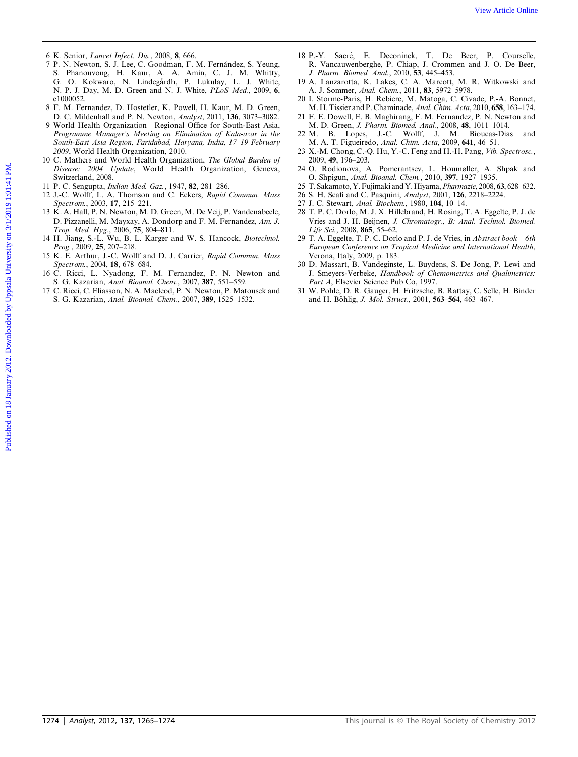6 K. Senior, *Lancet Infect. Dis.*, 2008, **8**, 666.

7 P. N. Newton, S. J. Lee, C. Goodman, F. M. Fernández, S. Yeung, S. Phanouvong, H. Kaur, A. A. Amin, C. J. M. Whitty, G. O. Kokwaro, N. Lindegårdh, P. Lukulay, L. J. White, N. P. J. Day, M. D. Green and N. J. White, *PLoS Med.*, 2009, **6**, e1000052.

8 F. M. Fernandez, D. Hostetler, K. Powell, H. Kaur, M. D. Green, D. C. Mildenhall and P. N. Newton, *Analyst*, 2011, **136**, 3073–3082.

9 World Health Organization—Regional Office for South-East Asia, *Programme Manager's Meeting on Elimination of Kala-azar in the South-East Asia Region, Faridabad, Haryana, India, 17–19 February 2009*, World Health Organization, 2010.

10 C. Mathers and World Health Organization, *The Global Burden of Disease: 2004 Update*, World Health Organization, Geneva, Switzerland, 2008.

11 P. C. Sengupta, *Indian Med. Gaz.*, 1947, **82**, 281–286.

12 J.-C. Wolff, L. A. Thomson and C. Eckers, *Rapid Commun. Mass Spectrom.*, 2003, **17**, 215–221.

13 K. A. Hall, P. N. Newton, M. D. Green, M. De Veij, P. Vandenabeele, D. Pizzanelli, M. Mayxay, A. Dondorp and F. M. Fernandez, *Am. J. Trop. Med. Hyg.*, 2006, **75**, 804–811.

14 H. Jiang, S.-L. Wu, B. L. Karger and W. S. Hancock, *Biotechnol. Prog.*, 2009, **25**, 207–218.

15 K. E. Arthur, J.-C. Wolff and D. J. Carrier, *Rapid Commun. Mass Spectrom.*, 2004, **18**, 678–684.

16 C. Ricci, L. Nyadong, F. M. Fernandez, P. N. Newton and S. G. Kazarian, *Anal. Bioanal. Chem.*, 2007, **387**, 551–559.

17 C. Ricci, C. Eliasson, N. A. Macleod, P. N. Newton, P. Matousek and S. G. Kazarian, *Anal. Bioanal. Chem.*, 2007, **389**, 1525–1532.

18 P.-Y. Sacré, E. Deconinck, T. De Beer, P. Courselle, R. Vancauwenberghe, P. Chiap, J. Crommen and J. O. De Beer, *J. Pharm. Biomed. Anal.*, 2010, **53**, 445–453.

19 A. Lanzarotta, K. Lakes, C. A. Marcott, M. R. Witkowski and A. J. Sommer, *Anal. Chem.*, 2011, **83**, 5972–5978.

20 I. Storme-Paris, H. Rebiere, M. Matoga, C. Civade, P.-A. Bonnet, M. H. Tissier and P. Chaminade, *Anal. Chim. Acta*, 2010, **658**, 163–174.

21 F. E. Dowell, E. B. Maghirang, F. M. Fernandez, P. N. Newton and M. D. Green, *J. Pharm. Biomed. Anal.*, 2008, **48**, 1011–1014.

22 M. B. Lopes, J.-C. Wolff, J. M. Bioucas-Dias and M. A. T. Figueiredo, *Anal. Chim. Acta*, 2009, **641**, 46–51.

23 X.-M. Chong, C.-Q. Hu, Y.-C. Feng and H.-H. Pang, *Vib. Spectrosc.*, 2009, **49**, 196–203.

24 O. Rodionova, A. Pomerantsev, L. Houmøller, A. Shpak and O. Shpigun, *Anal. Bioanal. Chem.*, 2010, **397**, 1927–1935.

25 T. Sakamoto, Y. Fujimaki and Y. Hiyama, *Pharmazie*, 2008, **63**, 628–632.

26 S. H. Scafi and C. Pasquini, *Analyst*, 2001, **126**, 2218–2224.

27 J. C. Stewart, *Anal. Biochem.*, 1980, **104**, 10–14.

28 T. P. C. Dorlo, M. J. X. Hillebrand, H. Rosing, T. A. Eggelte, P. J. de Vries and J. H. Beijnen, *J. Chromatogr., B: Anal. Technol. Biomed. Life Sci.*, 2008, **865**, 55–62.

29 T. A. Eggelte, T. P. C. Dorlo and P. J. de Vries, in *Abstract book—6th European Conference on Tropical Medicine and International Health*, Verona, Italy, 2009, p. 183.

30 D. Massart, B. Vandeginste, L. Buydens, S. De Jong, P. Lewi and J. Smeyers-Verbeke, *Handbook of Chemometrics and Qualimetrics: Part A*, Elsevier Science Pub Co, 1997.

31 W. Pohle, D. R. Gauger, H. Fritzsche, B. Rattay, C. Selle, H. Binder and H. Böhlig, *J. Mol. Struct.*, 2001, **563–564**, 463–467.